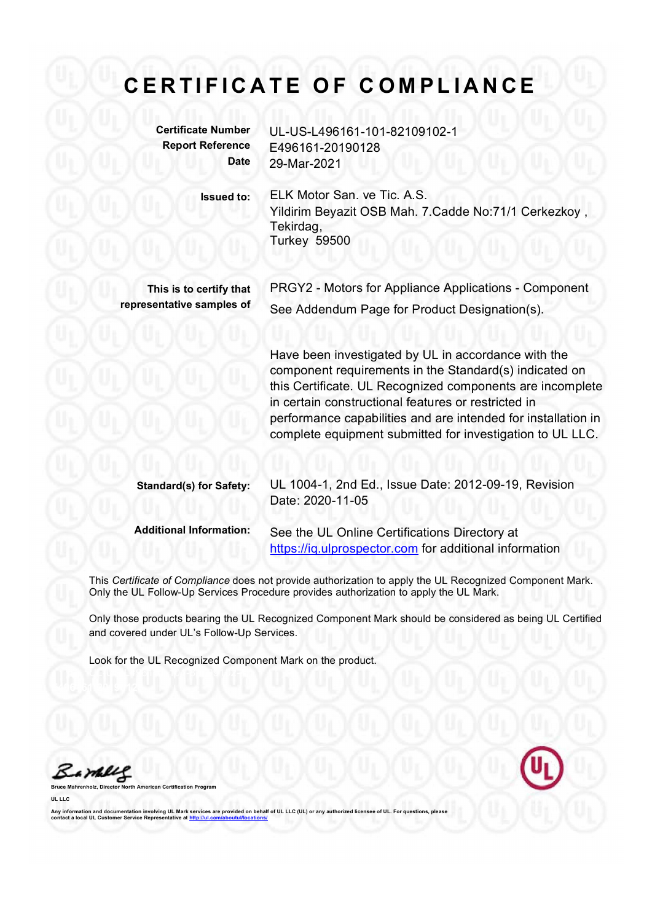# CERTIFICATE OF COMPLIANCE

| | |
|---|---|
| **Certificate Number** | UL-US-L496161-101-82109102-1 |
| **Report Reference** | E496161-20190128 |
| **Date** | 29-Mar-2021 |

**Issued to:** ELK Motor San. ve Tic. A.S.
Yildirim Beyazit OSB Mah. 7.Cadde No:71/1 Cerkezkoy ,
Tekirdag,
Turkey 59500

**This is to certify that representative samples of** PRGY2 - Motors for Appliance Applications - Component
See Addendum Page for Product Designation(s).

Have been investigated by UL in accordance with the component requirements in the Standard(s) indicated on this Certificate. UL Recognized components are incomplete in certain constructional features or restricted in performance capabilities and are intended for installation in complete equipment submitted for investigation to UL LLC.

**Standard(s) for Safety:** UL 1004-1, 2nd Ed., Issue Date: 2012-09-19, Revision Date: 2020-11-05

**Additional Information:** See the UL Online Certifications Directory at https://iq.ulprospector.com for additional information

This *Certificate of Compliance* does not provide authorization to apply the UL Recognized Component Mark. Only the UL Follow-Up Services Procedure provides authorization to apply the UL Mark.

Only those products bearing the UL Recognized Component Mark should be considered as being UL Certified and covered under UL's Follow-Up Services.

Look for the UL Recognized Component Mark on the product.

Bruce Mahrenholz, Director North American Certification Program

UL LLC

Any information and documentation involving UL Mark services are provided on behalf of UL LLC (UL) or any authorized licensee of UL. For questions, please contact a local UL Customer Service Representative at http://ul.com/aboutul/locations/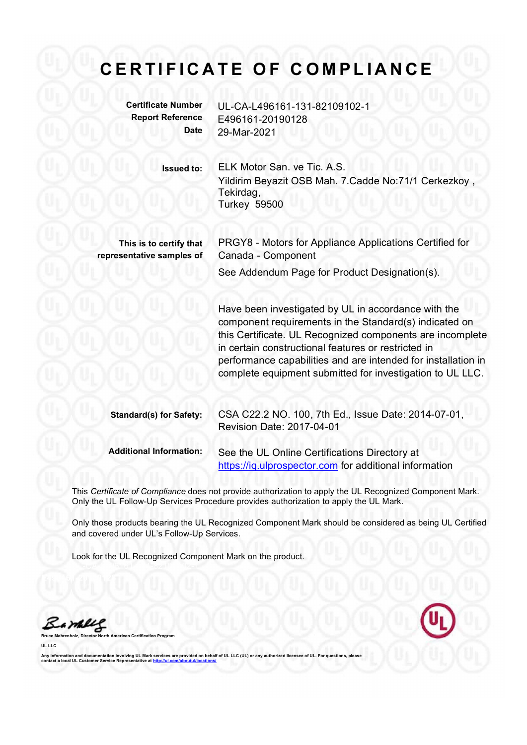# CERTIFICATE OF COMPLIANCE

| | |
|---|---|
| **Certificate Number** | UL-CA-L496161-131-82109102-1 |
| **Report Reference** | E496161-20190128 |
| **Date** | 29-Mar-2021 |

**Issued to:** ELK Motor San. ve Tic. A.S.
Yildirim Beyazit OSB Mah. 7.Cadde No:71/1 Cerkezkoy ,
Tekirdag,
Turkey 59500

**This is to certify that representative samples of** PRGY8 - Motors for Appliance Applications Certified for Canada - Component

See Addendum Page for Product Designation(s).

Have been investigated by UL in accordance with the component requirements in the Standard(s) indicated on this Certificate. UL Recognized components are incomplete in certain constructional features or restricted in performance capabilities and are intended for installation in complete equipment submitted for investigation to UL LLC.

**Standard(s) for Safety:** CSA C22.2 NO. 100, 7th Ed., Issue Date: 2014-07-01, Revision Date: 2017-04-01

**Additional Information:** See the UL Online Certifications Directory at https://iq.ulprospector.com for additional information

This *Certificate of Compliance* does not provide authorization to apply the UL Recognized Component Mark. Only the UL Follow-Up Services Procedure provides authorization to apply the UL Mark.

Only those products bearing the UL Recognized Component Mark should be considered as being UL Certified and covered under UL's Follow-Up Services.

Look for the UL Recognized Component Mark on the product.

**Bruce Mahrenholz, Director North American Certification Program**

**UL LLC**

Any information and documentation involving UL Mark services are provided on behalf of UL LLC (UL) or any authorized licensee of UL. For questions, please contact a local UL Customer Service Representative at http://ul.com/aboutul/locations/